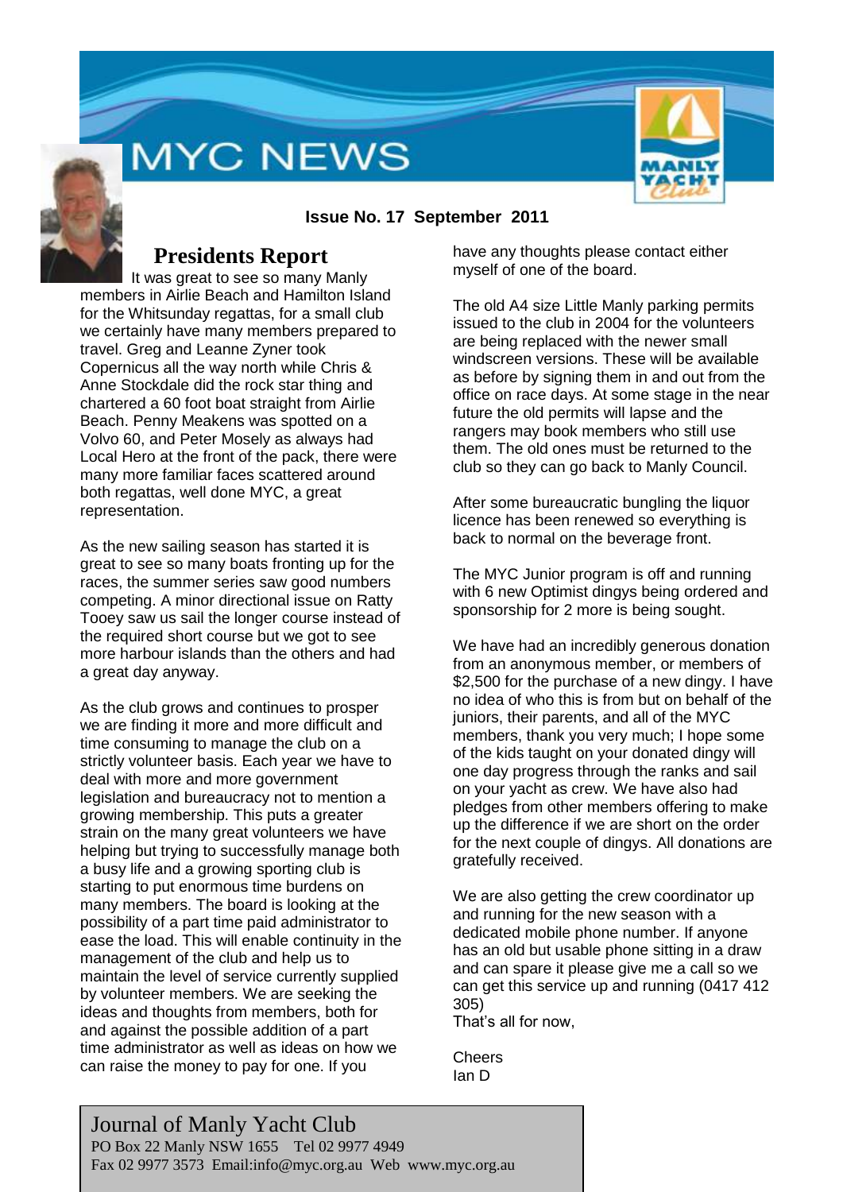# MYC NEWS

**Issue No. 17 September 2011**

## Presidents Report

It was great to see so many Manly members in Airlie Beach and Hamilton Island for the Whitsunday regattas, for a small club we certainly have many members prepared to travel. Greg and Leanne Zyner took Copernicus all the way north while Chris & Anne Stockdale did the rock star thing and chartered a 60 foot boat straight from Airlie Beach. Penny Meakens was spotted on a Volvo 60, and Peter Mosely as always had Local Hero at the front of the pack, there were many more familiar faces scattered around both regattas, well done MYC, a great representation.

As the new sailing season has started it is great to see so many boats fronting up for the races, the summer series saw good numbers competing. A minor directional issue on Ratty Tooey saw us sail the longer course instead of the required short course but we got to see more harbour islands than the others and had a great day anyway.

As the club grows and continues to prosper we are finding it more and more difficult and time consuming to manage the club on a strictly volunteer basis. Each year we have to deal with more and more government legislation and bureaucracy not to mention a growing membership. This puts a greater strain on the many great volunteers we have helping but trying to successfully manage both a busy life and a growing sporting club is starting to put enormous time burdens on many members. The board is looking at the possibility of a part time paid administrator to ease the load. This will enable continuity in the management of the club and help us to maintain the level of service currently supplied by volunteer members. We are seeking the ideas and thoughts from members, both for and against the possible addition of a part time administrator as well as ideas on how we can raise the money to pay for one. If you have any thoughts please contact either myself of one of the board.

The old A4 size Little Manly parking permits issued to the club in 2004 for the volunteers are being replaced with the newer small windscreen versions. These will be available as before by signing them in and out from the office on race days. At some stage in the near future the old permits will lapse and the rangers may book members who still use them. The old ones must be returned to the club so they can go back to Manly Council.

After some bureaucratic bungling the liquor licence has been renewed so everything is back to normal on the beverage front.

The MYC Junior program is off and running with 6 new Optimist dingys being ordered and sponsorship for 2 more is being sought.

We have had an incredibly generous donation from an anonymous member, or members of $2,500 for the purchase of a new dingy. I have no idea of who this is from but on behalf of the juniors, their parents, and all of the MYC members, thank you very much; I hope some of the kids taught on your donated dingy will one day progress through the ranks and sail on your yacht as crew. We have also had pledges from other members offering to make up the difference if we are short on the order for the next couple of dingys. All donations are gratefully received.

We are also getting the crew coordinator up and running for the new season with a dedicated mobile phone number. If anyone has an old but usable phone sitting in a draw and can spare it please give me a call so we can get this service up and running (0417 412 305)

That's all for now,

Cheers
Ian D

Journal of Manly Yacht Club
PO Box 22 Manly NSW 1655 Tel 02 9977 4949
Fax 02 9977 3573 Email:info@myc.org.au Web www.myc.org.au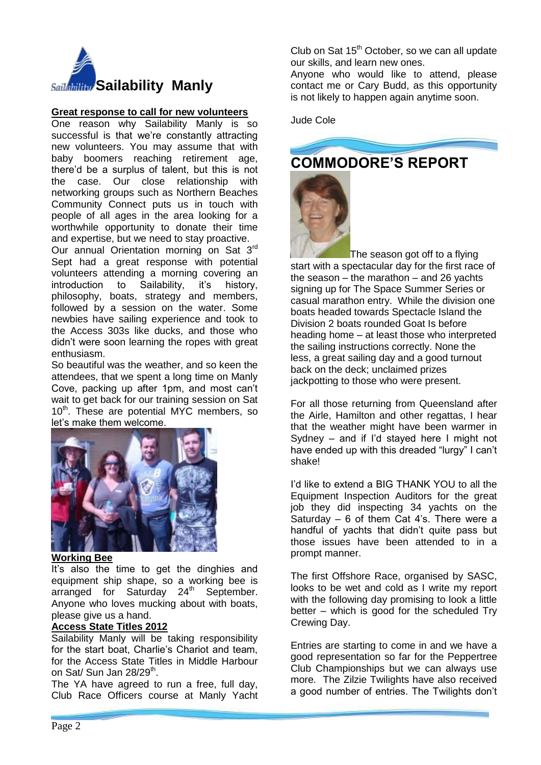# Sailability Manly

## Great response to call for new volunteers

One reason why Sailability Manly is so successful is that we're constantly attracting new volunteers. You may assume that with baby boomers reaching retirement age, there'd be a surplus of talent, but this is not the case. Our close relationship with networking groups such as Northern Beaches Community Connect puts us in touch with people of all ages in the area looking for a worthwhile opportunity to donate their time and expertise, but we need to stay proactive.

Our annual Orientation morning on Sat 3rd Sept had a great response with potential volunteers attending a morning covering an introduction to Sailability, it's history, philosophy, boats, strategy and members, followed by a session on the water. Some newbies have sailing experience and took to the Access 303s like ducks, and those who didn't were soon learning the ropes with great enthusiasm.

So beautiful was the weather, and so keen the attendees, that we spent a long time on Manly Cove, packing up after 1pm, and most can't wait to get back for our training session on Sat 10th. These are potential MYC members, so let's make them welcome.

## Working Bee

It's also the time to get the dinghies and equipment ship shape, so a working bee is arranged for Saturday 24th September. Anyone who loves mucking about with boats, please give us a hand.

## Access State Titles 2012

Sailability Manly will be taking responsibility for the start boat, Charlie's Chariot and team, for the Access State Titles in Middle Harbour on Sat/ Sun Jan 28/29th.

The YA have agreed to run a free, full day, Club Race Officers course at Manly Yacht Club on Sat 15th October, so we can all update our skills, and learn new ones.

Anyone who would like to attend, please contact me or Cary Budd, as this opportunity is not likely to happen again anytime soon.

Jude Cole

# COMMODORE'S REPORT

The season got off to a flying start with a spectacular day for the first race of the season – the marathon – and 26 yachts signing up for The Space Summer Series or casual marathon entry. While the division one boats headed towards Spectacle Island the Division 2 boats rounded Goat Is before heading home – at least those who interpreted the sailing instructions correctly. None the less, a great sailing day and a good turnout back on the deck; unclaimed prizes jackpotting to those who were present.

For all those returning from Queensland after the Airle, Hamilton and other regattas, I hear that the weather might have been warmer in Sydney – and if I'd stayed here I might not have ended up with this dreaded "lurgy" I can't shake!

I'd like to extend a BIG THANK YOU to all the Equipment Inspection Auditors for the great job they did inspecting 34 yachts on the Saturday – 6 of them Cat 4's. There were a handful of yachts that didn't quite pass but those issues have been attended to in a prompt manner.

The first Offshore Race, organised by SASC, looks to be wet and cold as I write my report with the following day promising to look a little better – which is good for the scheduled Try Crewing Day.

Entries are starting to come in and we have a good representation so far for the Peppertree Club Championships but we can always use more. The Zilzie Twilights have also received a good number of entries. The Twilights don't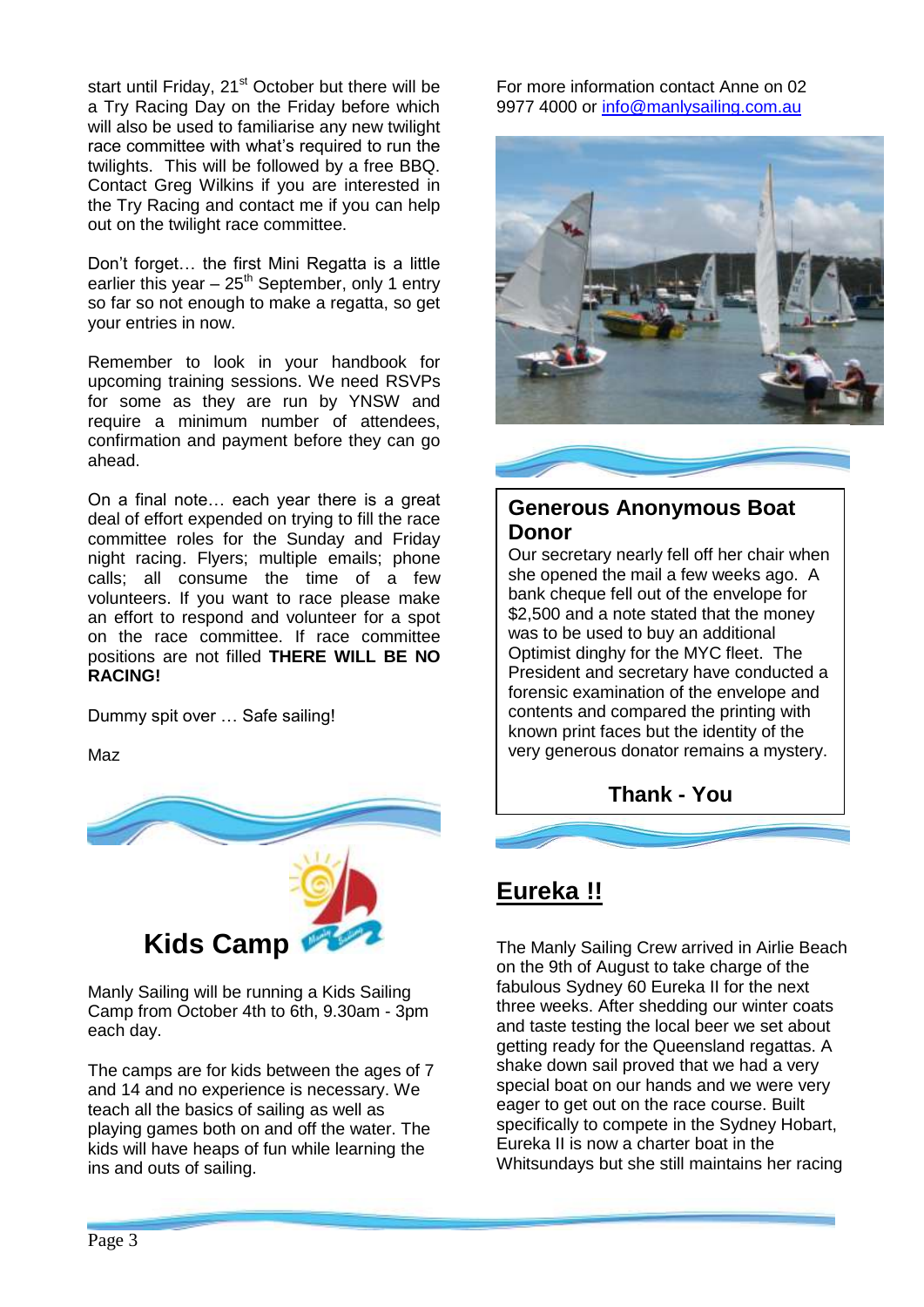start until Friday, 21st October but there will be a Try Racing Day on the Friday before which will also be used to familiarise any new twilight race committee with what's required to run the twilights. This will be followed by a free BBQ. Contact Greg Wilkins if you are interested in the Try Racing and contact me if you can help out on the twilight race committee.

Don't forget… the first Mini Regatta is a little earlier this year – 25th September, only 1 entry so far so not enough to make a regatta, so get your entries in now.

Remember to look in your handbook for upcoming training sessions. We need RSVPs for some as they are run by YNSW and require a minimum number of attendees, confirmation and payment before they can go ahead.

On a final note… each year there is a great deal of effort expended on trying to fill the race committee roles for the Sunday and Friday night racing. Flyers; multiple emails; phone calls; all consume the time of a few volunteers. If you want to race please make an effort to respond and volunteer for a spot on the race committee. If race committee positions are not filled **THERE WILL BE NO RACING!**

Dummy spit over … Safe sailing!

Maz

## Kids Camp

Manly Sailing will be running a Kids Sailing Camp from October 4th to 6th, 9.30am - 3pm each day.

The camps are for kids between the ages of 7 and 14 and no experience is necessary. We teach all the basics of sailing as well as playing games both on and off the water. The kids will have heaps of fun while learning the ins and outs of sailing.

For more information contact Anne on 02 9977 4000 or info@manlysailing.com.au

## Generous Anonymous Boat Donor

Our secretary nearly fell off her chair when she opened the mail a few weeks ago. A bank cheque fell out of the envelope for $2,500 and a note stated that the money was to be used to buy an additional Optimist dinghy for the MYC fleet. The President and secretary have conducted a forensic examination of the envelope and contents and compared the printing with known print faces but the identity of the very generous donator remains a mystery.

**Thank - You**

## Eureka !!

The Manly Sailing Crew arrived in Airlie Beach on the 9th of August to take charge of the fabulous Sydney 60 Eureka II for the next three weeks. After shedding our winter coats and taste testing the local beer we set about getting ready for the Queensland regattas. A shake down sail proved that we had a very special boat on our hands and we were very eager to get out on the race course. Built specifically to compete in the Sydney Hobart, Eureka II is now a charter boat in the Whitsundays but she still maintains her racing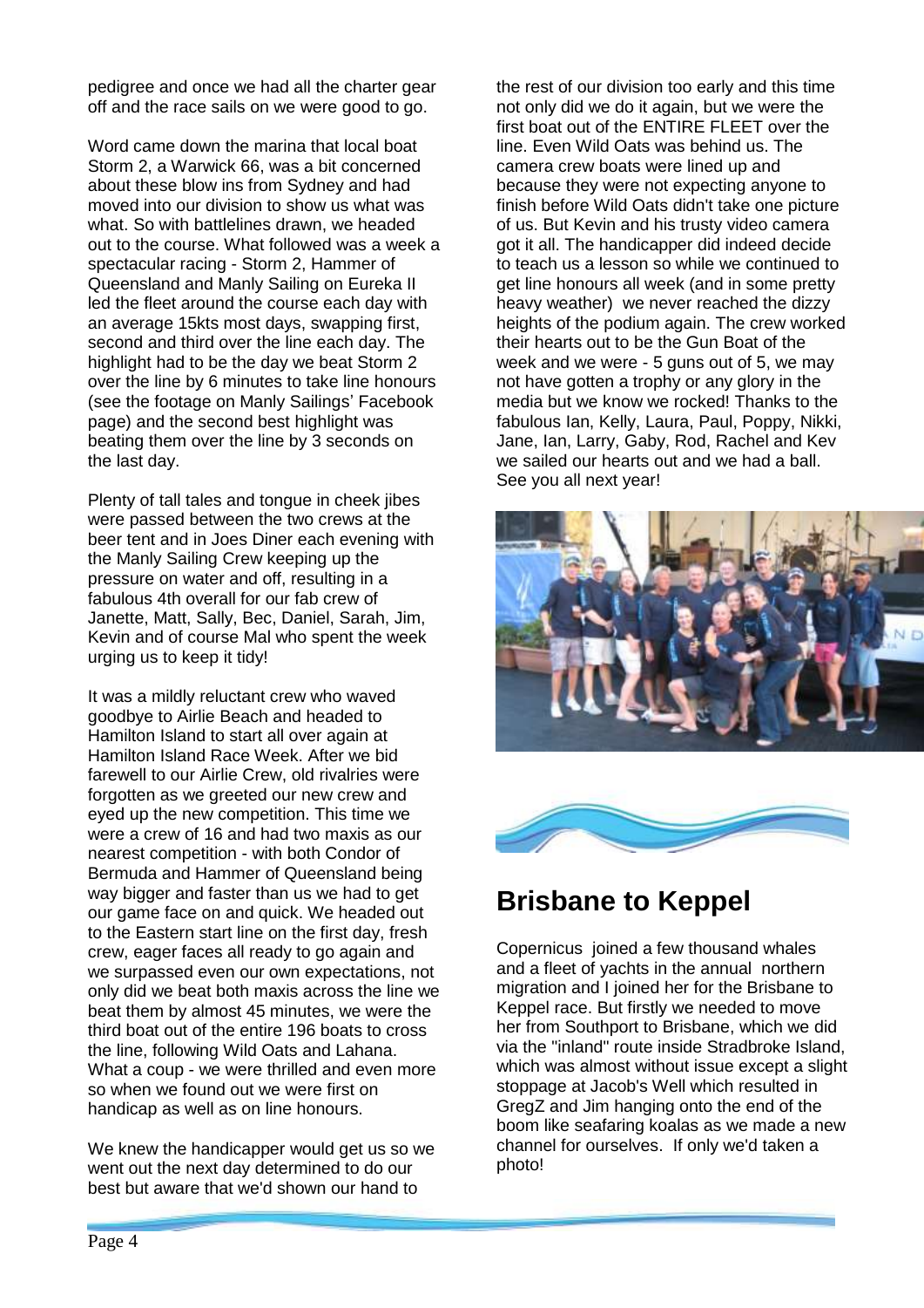pedigree and once we had all the charter gear off and the race sails on we were good to go.

Word came down the marina that local boat Storm 2, a Warwick 66, was a bit concerned about these blow ins from Sydney and had moved into our division to show us what was what. So with battlelines drawn, we headed out to the course. What followed was a week a spectacular racing - Storm 2, Hammer of Queensland and Manly Sailing on Eureka II led the fleet around the course each day with an average 15kts most days, swapping first, second and third over the line each day. The highlight had to be the day we beat Storm 2 over the line by 6 minutes to take line honours (see the footage on Manly Sailings' Facebook page) and the second best highlight was beating them over the line by 3 seconds on the last day.

Plenty of tall tales and tongue in cheek jibes were passed between the two crews at the beer tent and in Joes Diner each evening with the Manly Sailing Crew keeping up the pressure on water and off, resulting in a fabulous 4th overall for our fab crew of Janette, Matt, Sally, Bec, Daniel, Sarah, Jim, Kevin and of course Mal who spent the week urging us to keep it tidy!

It was a mildly reluctant crew who waved goodbye to Airlie Beach and headed to Hamilton Island to start all over again at Hamilton Island Race Week. After we bid farewell to our Airlie Crew, old rivalries were forgotten as we greeted our new crew and eyed up the new competition. This time we were a crew of 16 and had two maxis as our nearest competition - with both Condor of Bermuda and Hammer of Queensland being way bigger and faster than us we had to get our game face on and quick. We headed out to the Eastern start line on the first day, fresh crew, eager faces all ready to go again and we surpassed even our own expectations, not only did we beat both maxis across the line we beat them by almost 45 minutes, we were the third boat out of the entire 196 boats to cross the line, following Wild Oats and Lahana. What a coup - we were thrilled and even more so when we found out we were first on handicap as well as on line honours.

We knew the handicapper would get us so we went out the next day determined to do our best but aware that we'd shown our hand to the rest of our division too early and this time not only did we do it again, but we were the first boat out of the ENTIRE FLEET over the line. Even Wild Oats was behind us. The camera crew boats were lined up and because they were not expecting anyone to finish before Wild Oats didn't take one picture of us. But Kevin and his trusty video camera got it all. The handicapper did indeed decide to teach us a lesson so while we continued to get line honours all week (and in some pretty heavy weather) we never reached the dizzy heights of the podium again. The crew worked their hearts out to be the Gun Boat of the week and we were - 5 guns out of 5, we may not have gotten a trophy or any glory in the media but we know we rocked! Thanks to the fabulous Ian, Kelly, Laura, Paul, Poppy, Nikki, Jane, Ian, Larry, Gaby, Rod, Rachel and Kev we sailed our hearts out and we had a ball. See you all next year!

## Brisbane to Keppel

Copernicus joined a few thousand whales and a fleet of yachts in the annual northern migration and I joined her for the Brisbane to Keppel race. But firstly we needed to move her from Southport to Brisbane, which we did via the "inland" route inside Stradbroke Island, which was almost without issue except a slight stoppage at Jacob's Well which resulted in GregZ and Jim hanging onto the end of the boom like seafaring koalas as we made a new channel for ourselves. If only we'd taken a photo!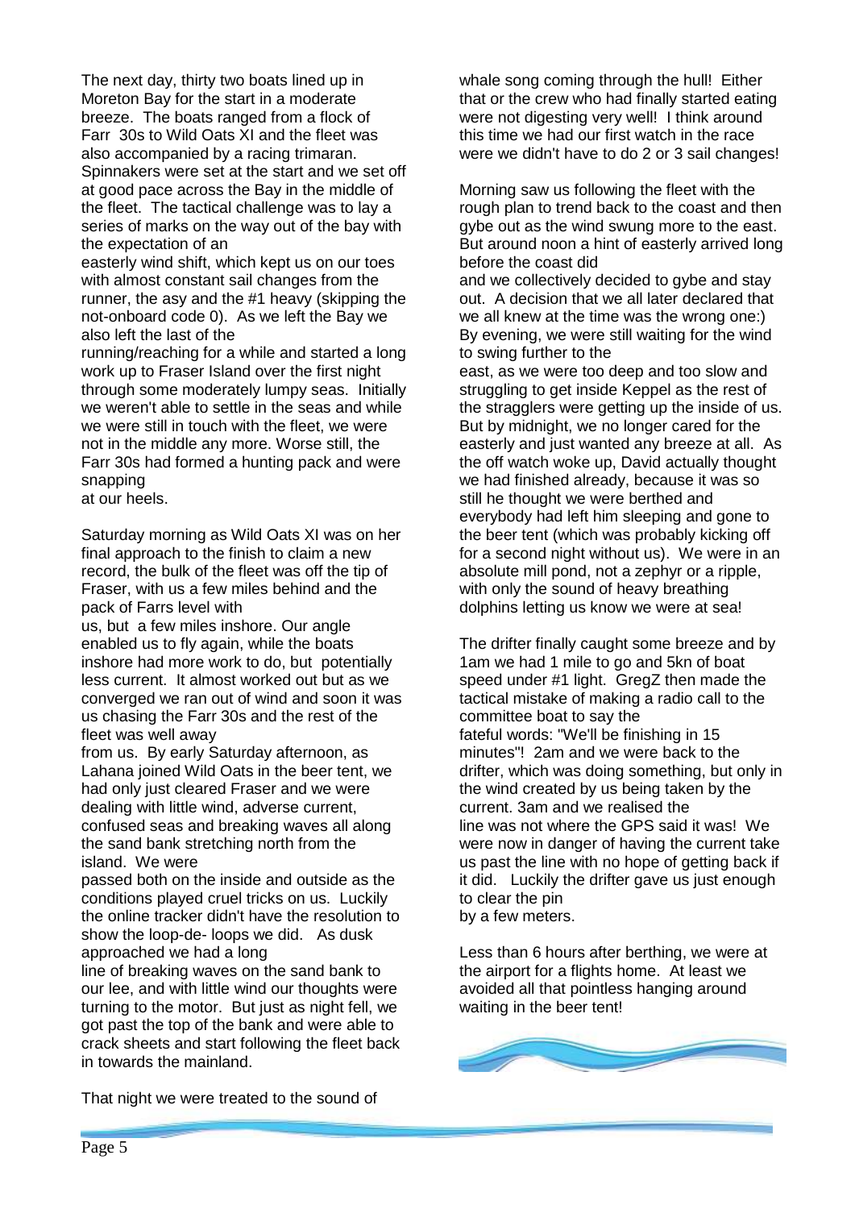The next day, thirty two boats lined up in Moreton Bay for the start in a moderate breeze. The boats ranged from a flock of Farr 30s to Wild Oats XI and the fleet was also accompanied by a racing trimaran. Spinnakers were set at the start and we set off at good pace across the Bay in the middle of the fleet. The tactical challenge was to lay a series of marks on the way out of the bay with the expectation of an easterly wind shift, which kept us on our toes with almost constant sail changes from the runner, the asy and the #1 heavy (skipping the not-onboard code 0). As we left the Bay we also left the last of the running/reaching for a while and started a long work up to Fraser Island over the first night through some moderately lumpy seas. Initially we weren't able to settle in the seas and while we were still in touch with the fleet, we were not in the middle any more. Worse still, the Farr 30s had formed a hunting pack and were snapping at our heels.

Saturday morning as Wild Oats XI was on her final approach to the finish to claim a new record, the bulk of the fleet was off the tip of Fraser, with us a few miles behind and the pack of Farrs level with us, but a few miles inshore. Our angle enabled us to fly again, while the boats inshore had more work to do, but potentially less current. It almost worked out but as we converged we ran out of wind and soon it was us chasing the Farr 30s and the rest of the fleet was well away from us. By early Saturday afternoon, as Lahana joined Wild Oats in the beer tent, we had only just cleared Fraser and we were dealing with little wind, adverse current, confused seas and breaking waves all along the sand bank stretching north from the island. We were passed both on the inside and outside as the conditions played cruel tricks on us. Luckily the online tracker didn't have the resolution to show the loop-de- loops we did. As dusk approached we had a long line of breaking waves on the sand bank to our lee, and with little wind our thoughts were turning to the motor. But just as night fell, we got past the top of the bank and were able to crack sheets and start following the fleet back in towards the mainland.

That night we were treated to the sound of whale song coming through the hull! Either that or the crew who had finally started eating were not digesting very well! I think around this time we had our first watch in the race were we didn't have to do 2 or 3 sail changes!

Morning saw us following the fleet with the rough plan to trend back to the coast and then gybe out as the wind swung more to the east. But around noon a hint of easterly arrived long before the coast did and we collectively decided to gybe and stay out. A decision that we all later declared that we all knew at the time was the wrong one:) By evening, we were still waiting for the wind to swing further to the east, as we were too deep and too slow and struggling to get inside Keppel as the rest of the stragglers were getting up the inside of us. But by midnight, we no longer cared for the easterly and just wanted any breeze at all. As the off watch woke up, David actually thought we had finished already, because it was so still he thought we were berthed and everybody had left him sleeping and gone to the beer tent (which was probably kicking off for a second night without us). We were in an absolute mill pond, not a zephyr or a ripple, with only the sound of heavy breathing dolphins letting us know we were at sea!

The drifter finally caught some breeze and by 1am we had 1 mile to go and 5kn of boat speed under #1 light. GregZ then made the tactical mistake of making a radio call to the committee boat to say the fateful words: "We'll be finishing in 15 minutes"! 2am and we were back to the drifter, which was doing something, but only in the wind created by us being taken by the current. 3am and we realised the line was not where the GPS said it was! We were now in danger of having the current take us past the line with no hope of getting back if it did. Luckily the drifter gave us just enough to clear the pin by a few meters.

Less than 6 hours after berthing, we were at the airport for a flights home. At least we avoided all that pointless hanging around waiting in the beer tent!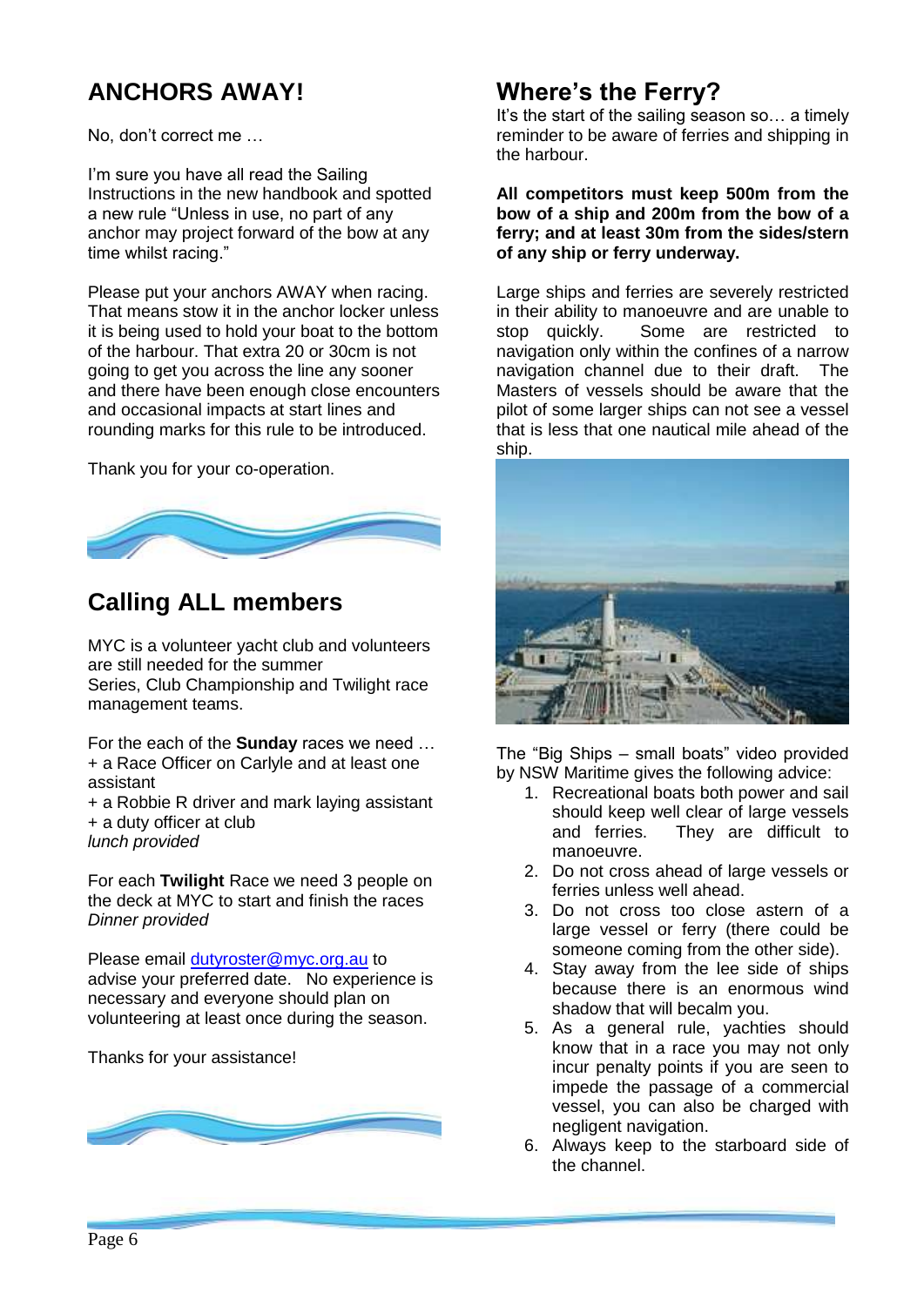## ANCHORS AWAY!

No, don't correct me …

I'm sure you have all read the Sailing Instructions in the new handbook and spotted a new rule "Unless in use, no part of any anchor may project forward of the bow at any time whilst racing."

Please put your anchors AWAY when racing. That means stow it in the anchor locker unless it is being used to hold your boat to the bottom of the harbour. That extra 20 or 30cm is not going to get you across the line any sooner and there have been enough close encounters and occasional impacts at start lines and rounding marks for this rule to be introduced.

Thank you for your co-operation.

## Calling ALL members

MYC is a volunteer yacht club and volunteers are still needed for the summer Series, Club Championship and Twilight race management teams.

For the each of the **Sunday** races we need …
+ a Race Officer on Carlyle and at least one assistant
+ a Robbie R driver and mark laying assistant
+ a duty officer at club
*lunch provided*

For each **Twilight** Race we need 3 people on the deck at MYC to start and finish the races
*Dinner provided*

Please email dutyroster@myc.org.au to advise your preferred date. No experience is necessary and everyone should plan on volunteering at least once during the season.

Thanks for your assistance!

## Where's the Ferry?

It's the start of the sailing season so… a timely reminder to be aware of ferries and shipping in the harbour.

**All competitors must keep 500m from the bow of a ship and 200m from the bow of a ferry; and at least 30m from the sides/stern of any ship or ferry underway.**

Large ships and ferries are severely restricted in their ability to manoeuvre and are unable to stop quickly. Some are restricted to navigation only within the confines of a narrow navigation channel due to their draft. The Masters of vessels should be aware that the pilot of some larger ships can not see a vessel that is less that one nautical mile ahead of the ship.

The "Big Ships – small boats" video provided by NSW Maritime gives the following advice:

1. Recreational boats both power and sail should keep well clear of large vessels and ferries. They are difficult to manoeuvre.
2. Do not cross ahead of large vessels or ferries unless well ahead.
3. Do not cross too close astern of a large vessel or ferry (there could be someone coming from the other side).
4. Stay away from the lee side of ships because there is an enormous wind shadow that will becalm you.
5. As a general rule, yachties should know that in a race you may not only incur penalty points if you are seen to impede the passage of a commercial vessel, you can also be charged with negligent navigation.
6. Always keep to the starboard side of the channel.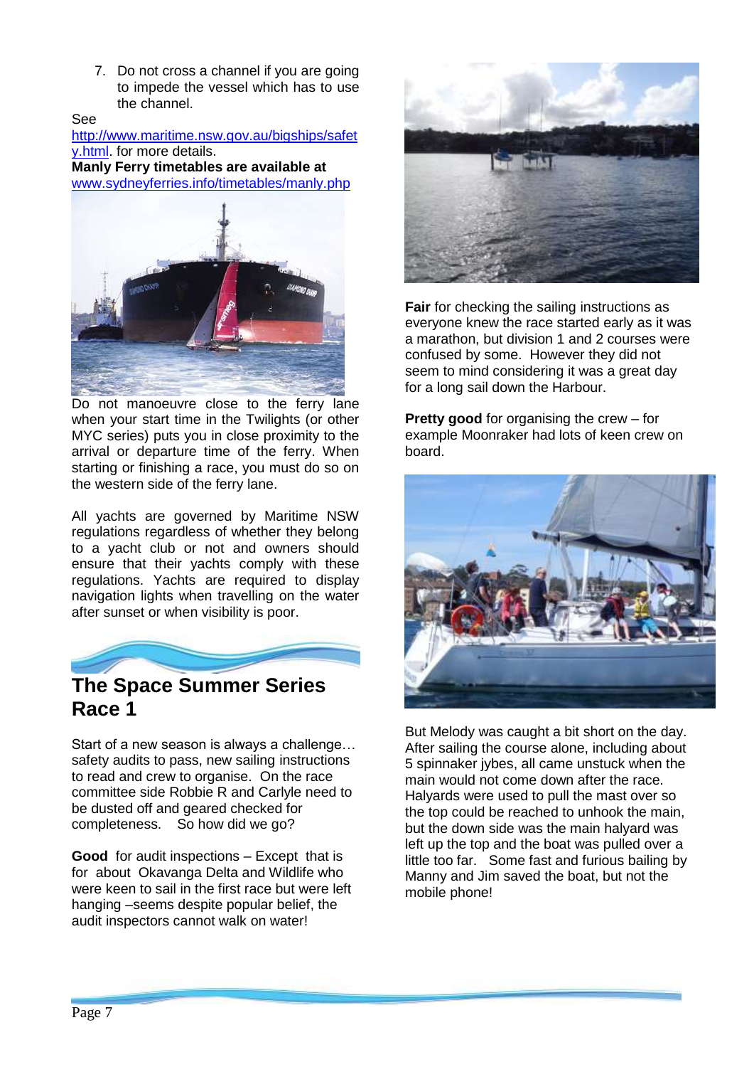7. Do not cross a channel if you are going to impede the vessel which has to use the channel.

See http://www.maritime.nsw.gov.au/bigships/safety.html. for more details.

**Manly Ferry timetables are available at** www.sydneyferries.info/timetables/manly.php

Do not manoeuvre close to the ferry lane when your start time in the Twilights (or other MYC series) puts you in close proximity to the arrival or departure time of the ferry. When starting or finishing a race, you must do so on the western side of the ferry lane.

All yachts are governed by Maritime NSW regulations regardless of whether they belong to a yacht club or not and owners should ensure that their yachts comply with these regulations. Yachts are required to display navigation lights when travelling on the water after sunset or when visibility is poor.

## The Space Summer Series Race 1

Start of a new season is always a challenge… safety audits to pass, new sailing instructions to read and crew to organise. On the race committee side Robbie R and Carlyle need to be dusted off and geared checked for completeness. So how did we go?

**Good** for audit inspections – Except that is for about Okavanga Delta and Wildlife who were keen to sail in the first race but were left hanging –seems despite popular belief, the audit inspectors cannot walk on water!

**Fair** for checking the sailing instructions as everyone knew the race started early as it was a marathon, but division 1 and 2 courses were confused by some. However they did not seem to mind considering it was a great day for a long sail down the Harbour.

**Pretty good** for organising the crew – for example Moonraker had lots of keen crew on board.

But Melody was caught a bit short on the day. After sailing the course alone, including about 5 spinnaker jybes, all came unstuck when the main would not come down after the race. Halyards were used to pull the mast over so the top could be reached to unhook the main, but the down side was the main halyard was left up the top and the boat was pulled over a little too far. Some fast and furious bailing by Manny and Jim saved the boat, but not the mobile phone!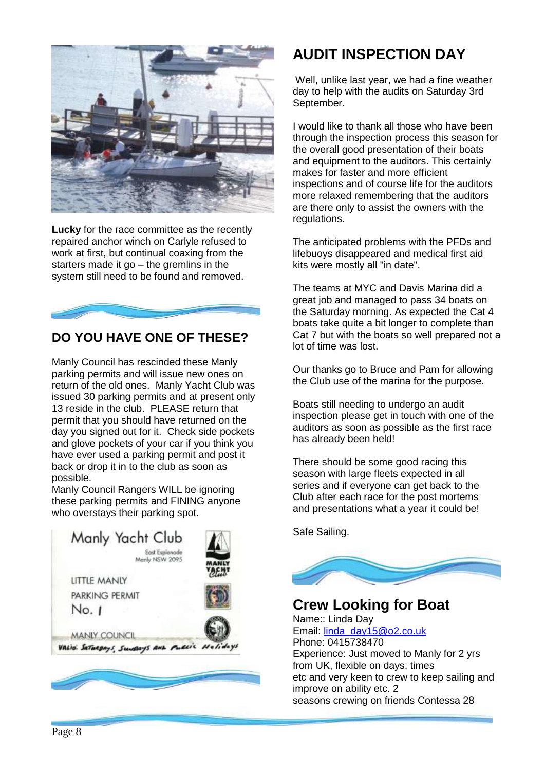**Lucky** for the race committee as the recently repaired anchor winch on Carlyle refused to work at first, but continual coaxing from the starters made it go – the gremlins in the system still need to be found and removed.

## DO YOU HAVE ONE OF THESE?

Manly Council has rescinded these Manly parking permits and will issue new ones on return of the old ones. Manly Yacht Club was issued 30 parking permits and at present only 13 reside in the club. PLEASE return that permit that you should have returned on the day you signed out for it. Check side pockets and glove pockets of your car if you think you have ever used a parking permit and post it back or drop it in to the club as soon as possible.

Manly Council Rangers WILL be ignoring these parking permits and FINING anyone who overstays their parking spot.

Manly Yacht Club
East Esplanade
Manly NSW 2095

LITTLE MANLY
PARKING PERMIT
No. 1

MANLY COUNCIL
VALID: Saturdays, Sundays and Public Holidays

## AUDIT INSPECTION DAY

Well, unlike last year, we had a fine weather day to help with the audits on Saturday 3rd September.

I would like to thank all those who have been through the inspection process this season for the overall good presentation of their boats and equipment to the auditors. This certainly makes for faster and more efficient inspections and of course life for the auditors more relaxed remembering that the auditors are there only to assist the owners with the regulations.

The anticipated problems with the PFDs and lifebuoys disappeared and medical first aid kits were mostly all "in date".

The teams at MYC and Davis Marina did a great job and managed to pass 34 boats on the Saturday morning. As expected the Cat 4 boats take quite a bit longer to complete than Cat 7 but with the boats so well prepared not a lot of time was lost.

Our thanks go to Bruce and Pam for allowing the Club use of the marina for the purpose.

Boats still needing to undergo an audit inspection please get in touch with one of the auditors as soon as possible as the first race has already been held!

There should be some good racing this season with large fleets expected in all series and if everyone can get back to the Club after each race for the post mortems and presentations what a year it could be!

Safe Sailing.

## Crew Looking for Boat

Name:: Linda Day
Email: linda_day15@o2.co.uk
Phone: 0415738470
Experience: Just moved to Manly for 2 yrs from UK, flexible on days, times etc and very keen to crew to keep sailing and improve on ability etc. 2 seasons crewing on friends Contessa 28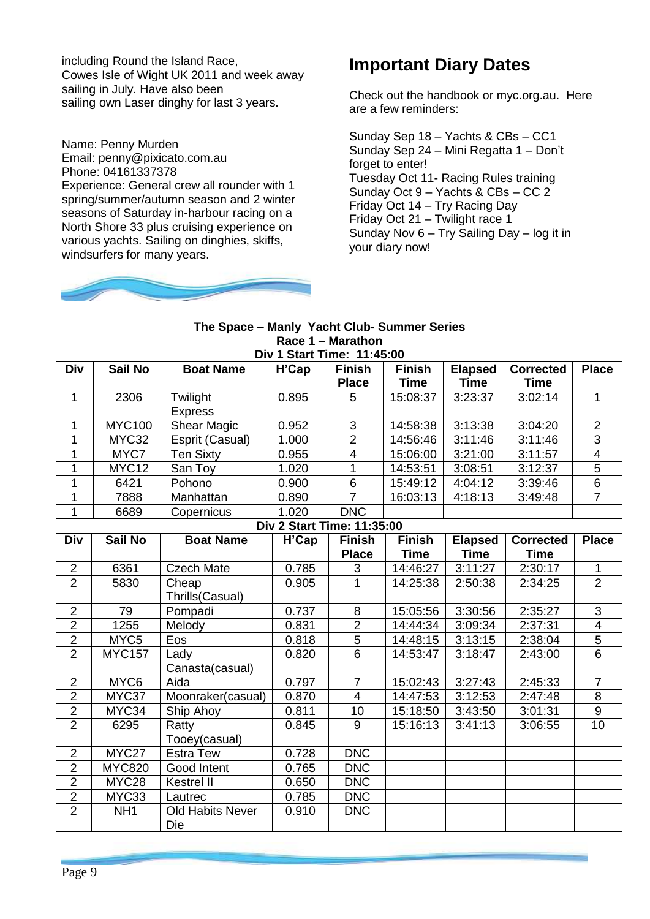including Round the Island Race, Cowes Isle of Wight UK 2011 and week away sailing in July. Have also been sailing own Laser dinghy for last 3 years.

Name: Penny Murden
Email: penny@pixicato.com.au
Phone: 04161337378
Experience: General crew all rounder with 1 spring/summer/autumn season and 2 winter seasons of Saturday in-harbour racing on a North Shore 33 plus cruising experience on various yachts. Sailing on dinghies, skiffs, windsurfers for many years.

# Important Diary Dates

Check out the handbook or myc.org.au. Here are a few reminders:

Sunday Sep 18 – Yachts & CBs – CC1
Sunday Sep 24 – Mini Regatta 1 – Don't forget to enter!
Tuesday Oct 11- Racing Rules training
Sunday Oct 9 – Yachts & CBs – CC 2
Friday Oct 14 – Try Racing Day
Friday Oct 21 – Twilight race 1
Sunday Nov 6 – Try Sailing Day – log it in your diary now!

**The Space – Manly Yacht Club- Summer Series**
**Race 1 – Marathon**
**Div 1 Start Time: 11:45:00**

| Div | Sail No | Boat Name | H'Cap | Finish Place | Finish Time | Elapsed Time | Corrected Time | Place |
|---|---|---|---|---|---|---|---|---|
| 1 | 2306 | Twilight Express | 0.895 | 5 | 15:08:37 | 3:23:37 | 3:02:14 | 1 |
| 1 | MYC100 | Shear Magic | 0.952 | 3 | 14:58:38 | 3:13:38 | 3:04:20 | 2 |
| 1 | MYC32 | Esprit (Casual) | 1.000 | 2 | 14:56:46 | 3:11:46 | 3:11:46 | 3 |
| 1 | MYC7 | Ten Sixty | 0.955 | 4 | 15:06:00 | 3:21:00 | 3:11:57 | 4 |
| 1 | MYC12 | San Toy | 1.020 | 1 | 14:53:51 | 3:08:51 | 3:12:37 | 5 |
| 1 | 6421 | Pohono | 0.900 | 6 | 15:49:12 | 4:04:12 | 3:39:46 | 6 |
| 1 | 7888 | Manhattan | 0.890 | 7 | 16:03:13 | 4:18:13 | 3:49:48 | 7 |
| 1 | 6689 | Copernicus | 1.020 | DNC | | | | |

**Div 2 Start Time: 11:35:00**

| Div | Sail No | Boat Name | H'Cap | Finish Place | Finish Time | Elapsed Time | Corrected Time | Place |
|---|---|---|---|---|---|---|---|---|
| 2 | 6361 | Czech Mate | 0.785 | 3 | 14:46:27 | 3:11:27 | 2:30:17 | 1 |
| 2 | 5830 | Cheap Thrills(Casual) | 0.905 | 1 | 14:25:38 | 2:50:38 | 2:34:25 | 2 |
| 2 | 79 | Pompadi | 0.737 | 8 | 15:05:56 | 3:30:56 | 2:35:27 | 3 |
| 2 | 1255 | Melody | 0.831 | 2 | 14:44:34 | 3:09:34 | 2:37:31 | 4 |
| 2 | MYC5 | Eos | 0.818 | 5 | 14:48:15 | 3:13:15 | 2:38:04 | 5 |
| 2 | MYC157 | Lady Canasta(casual) | 0.820 | 6 | 14:53:47 | 3:18:47 | 2:43:00 | 6 |
| 2 | MYC6 | Aida | 0.797 | 7 | 15:02:43 | 3:27:43 | 2:45:33 | 7 |
| 2 | MYC37 | Moonraker(casual) | 0.870 | 4 | 14:47:53 | 3:12:53 | 2:47:48 | 8 |
| 2 | MYC34 | Ship Ahoy | 0.811 | 10 | 15:18:50 | 3:43:50 | 3:01:31 | 9 |
| 2 | 6295 | Ratty Tooey(casual) | 0.845 | 9 | 15:16:13 | 3:41:13 | 3:06:55 | 10 |
| 2 | MYC27 | Estra Tew | 0.728 | DNC | | | | |
| 2 | MYC820 | Good Intent | 0.765 | DNC | | | | |
| 2 | MYC28 | Kestrel II | 0.650 | DNC | | | | |
| 2 | MYC33 | Lautrec | 0.785 | DNC | | | | |
| 2 | NH1 | Old Habits Never Die | 0.910 | DNC | | | | |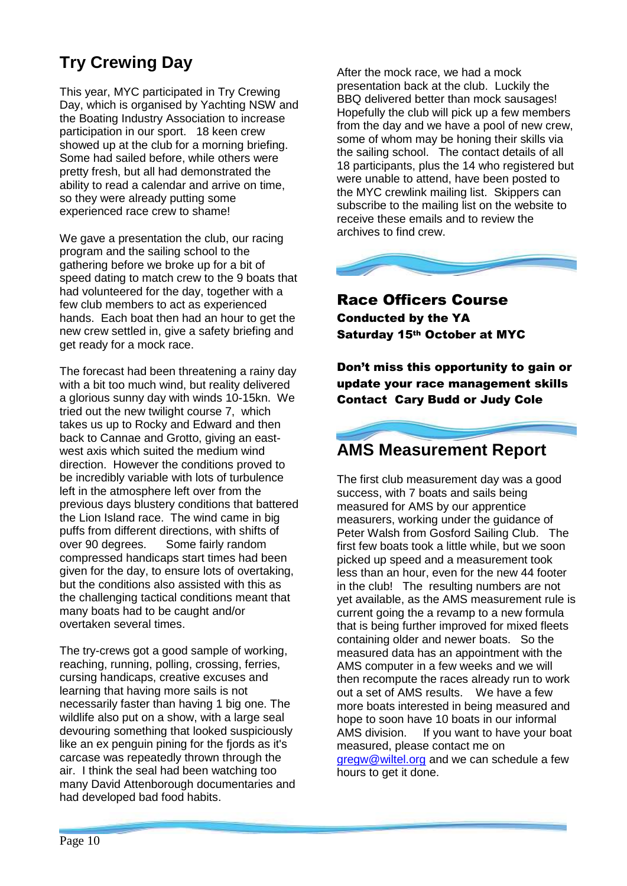## Try Crewing Day

This year, MYC participated in Try Crewing Day, which is organised by Yachting NSW and the Boating Industry Association to increase participation in our sport. 18 keen crew showed up at the club for a morning briefing. Some had sailed before, while others were pretty fresh, but all had demonstrated the ability to read a calendar and arrive on time, so they were already putting some experienced race crew to shame!

We gave a presentation the club, our racing program and the sailing school to the gathering before we broke up for a bit of speed dating to match crew to the 9 boats that had volunteered for the day, together with a few club members to act as experienced hands. Each boat then had an hour to get the new crew settled in, give a safety briefing and get ready for a mock race.

The forecast had been threatening a rainy day with a bit too much wind, but reality delivered a glorious sunny day with winds 10-15kn. We tried out the new twilight course 7, which takes us up to Rocky and Edward and then back to Cannae and Grotto, giving an east-west axis which suited the medium wind direction. However the conditions proved to be incredibly variable with lots of turbulence left in the atmosphere left over from the previous days blustery conditions that battered the Lion Island race. The wind came in big puffs from different directions, with shifts of over 90 degrees. Some fairly random compressed handicaps start times had been given for the day, to ensure lots of overtaking, but the conditions also assisted with this as the challenging tactical conditions meant that many boats had to be caught and/or overtaken several times.

The try-crews got a good sample of working, reaching, running, polling, crossing, ferries, cursing handicaps, creative excuses and learning that having more sails is not necessarily faster than having 1 big one. The wildlife also put on a show, with a large seal devouring something that looked suspiciously like an ex penguin pining for the fjords as it's carcase was repeatedly thrown through the air. I think the seal had been watching too many David Attenborough documentaries and had developed bad food habits.

After the mock race, we had a mock presentation back at the club. Luckily the BBQ delivered better than mock sausages! Hopefully the club will pick up a few members from the day and we have a pool of new crew, some of whom may be honing their skills via the sailing school. The contact details of all 18 participants, plus the 14 who registered but were unable to attend, have been posted to the MYC crewlink mailing list. Skippers can subscribe to the mailing list on the website to receive these emails and to review the archives to find crew.

## Race Officers Course

**Conducted by the YA**

**Saturday 15th October at MYC**

**Don't miss this opportunity to gain or update your race management skills**

**Contact Cary Budd or Judy Cole**

## AMS Measurement Report

The first club measurement day was a good success, with 7 boats and sails being measured for AMS by our apprentice measurers, working under the guidance of Peter Walsh from Gosford Sailing Club. The first few boats took a little while, but we soon picked up speed and a measurement took less than an hour, even for the new 44 footer in the club! The resulting numbers are not yet available, as the AMS measurement rule is current going the a revamp to a new formula that is being further improved for mixed fleets containing older and newer boats. So the measured data has an appointment with the AMS computer in a few weeks and we will then recompute the races already run to work out a set of AMS results. We have a few more boats interested in being measured and hope to soon have 10 boats in our informal AMS division. If you want to have your boat measured, please contact me on gregw@wiltel.org and we can schedule a few hours to get it done.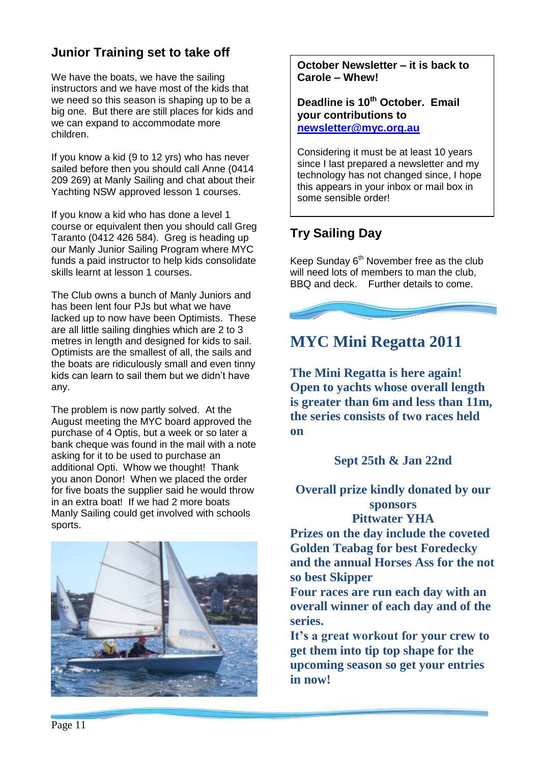## Junior Training set to take off

We have the boats, we have the sailing instructors and we have most of the kids that we need so this season is shaping up to be a big one. But there are still places for kids and we can expand to accommodate more children.

If you know a kid (9 to 12 yrs) who has never sailed before then you should call Anne (0414 209 269) at Manly Sailing and chat about their Yachting NSW approved lesson 1 courses.

If you know a kid who has done a level 1 course or equivalent then you should call Greg Taranto (0412 426 584). Greg is heading up our Manly Junior Sailing Program where MYC funds a paid instructor to help kids consolidate skills learnt at lesson 1 courses.

The Club owns a bunch of Manly Juniors and has been lent four PJs but what we have lacked up to now have been Optimists. These are all little sailing dinghies which are 2 to 3 metres in length and designed for kids to sail. Optimists are the smallest of all, the sails and the boats are ridiculously small and even tinny kids can learn to sail them but we didn't have any.

The problem is now partly solved. At the August meeting the MYC board approved the purchase of 4 Optis, but a week or so later a bank cheque was found in the mail with a note asking for it to be used to purchase an additional Opti. Whow we thought! Thank you anon Donor! When we placed the order for five boats the supplier said he would throw in an extra boat! If we had 2 more boats Manly Sailing could get involved with schools sports.

**October Newsletter – it is back to Carole – Whew!**

**Deadline is 10th October. Email your contributions to newsletter@myc.org.au**

Considering it must be at least 10 years since I last prepared a newsletter and my technology has not changed since, I hope this appears in your inbox or mail box in some sensible order!

## Try Sailing Day

Keep Sunday 6th November free as the club will need lots of members to man the club, BBQ and deck. Further details to come.

## MYC Mini Regatta 2011

**The Mini Regatta is here again! Open to yachts whose overall length is greater than 6m and less than 11m, the series consists of two races held on**

**Sept 25th & Jan 22nd**

**Overall prize kindly donated by our sponsors Pittwater YHA**

**Prizes on the day include the coveted Golden Teabag for best Foredecky and the annual Horses Ass for the not so best Skipper**

**Four races are run each day with an overall winner of each day and of the series.**

**It's a great workout for your crew to get them into tip top shape for the upcoming season so get your entries in now!**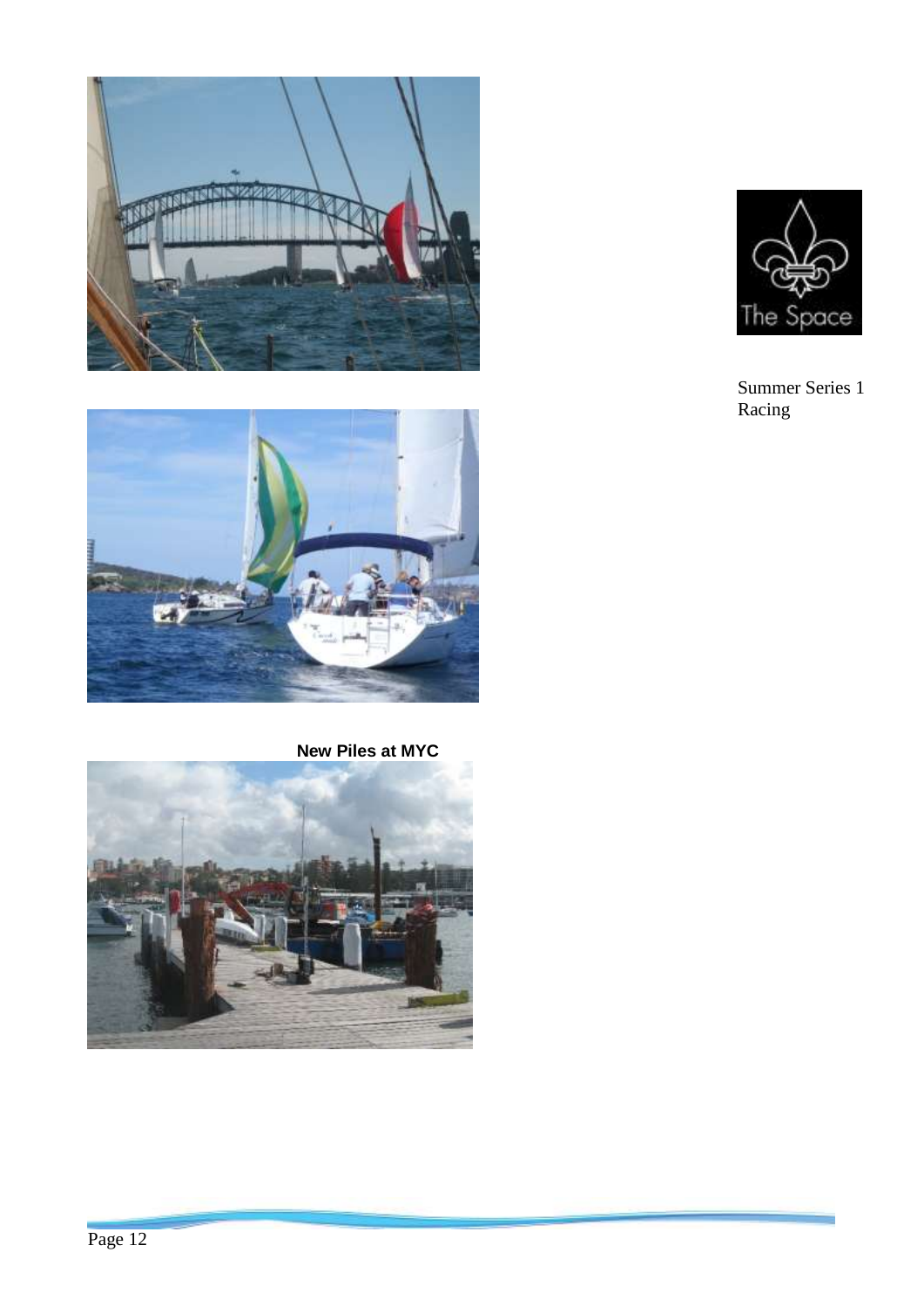Summer Series 1 Racing

**New Piles at MYC**